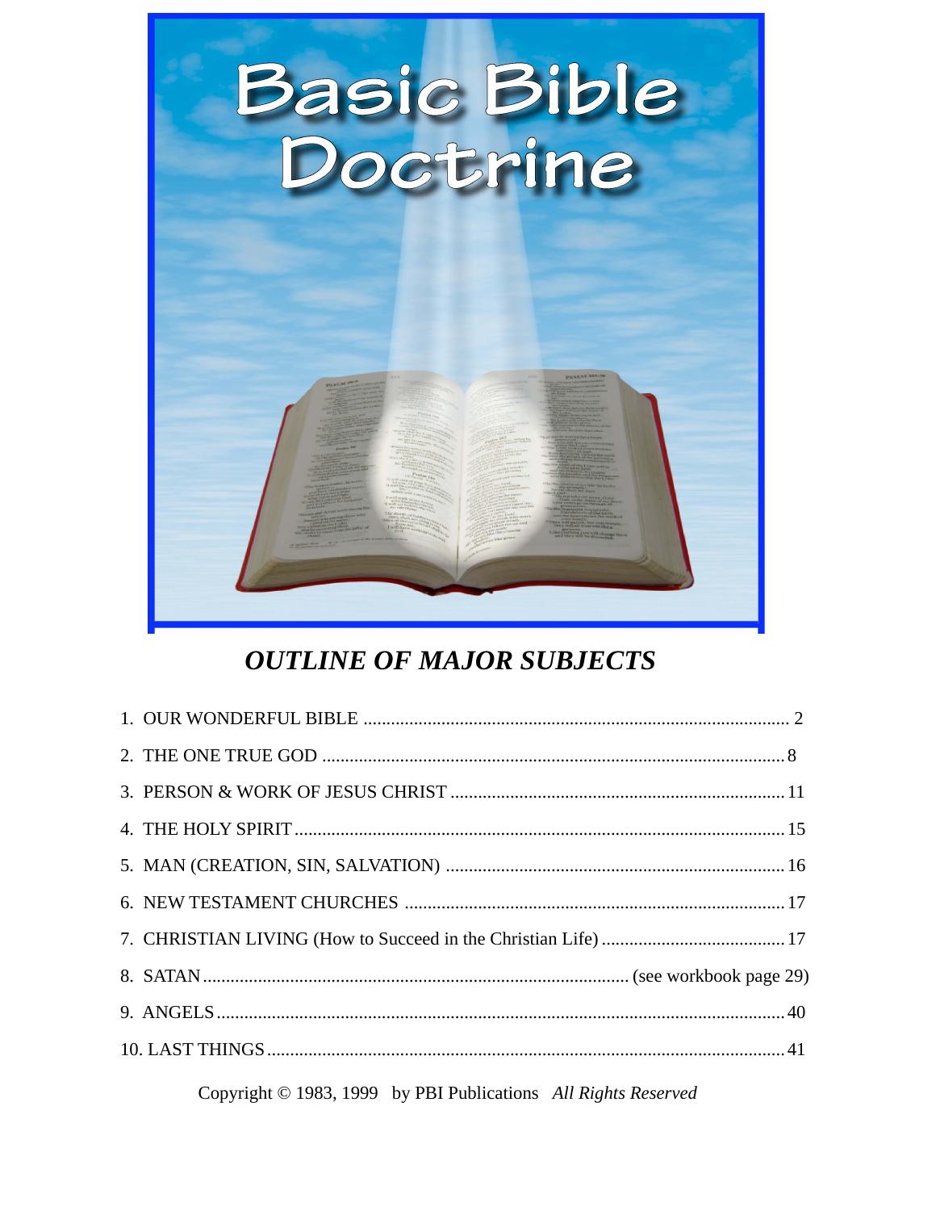# Basic Bible Doctrine

## *OUTLINE OF MAJOR SUBJECTS*

1. OUR WONDERFUL BIBLE ........ 2
2. THE ONE TRUE GOD ........ 8
3. PERSON & WORK OF JESUS CHRIST ........ 11
4. THE HOLY SPIRIT ........ 15
5. MAN (CREATION, SIN, SALVATION) ........ 16
6. NEW TESTAMENT CHURCHES ........ 17
7. CHRISTIAN LIVING (How to Succeed in the Christian Life) ........ 17
8. SATAN ........ (see workbook page 29)
9. ANGELS ........ 40
10. LAST THINGS ........ 41

Copyright © 1983, 1999 by PBI Publications *All Rights Reserved*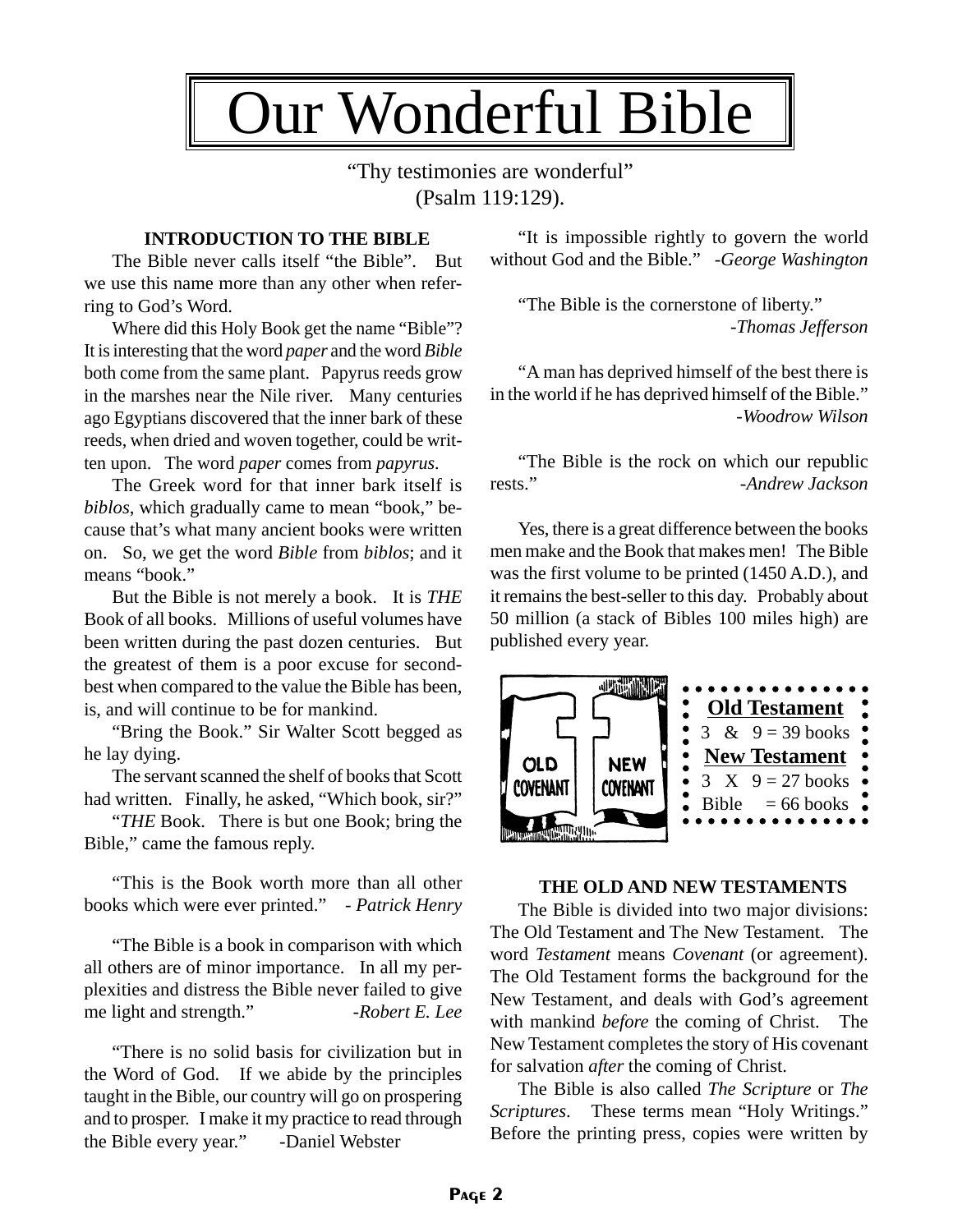# Our Wonderful Bible

"Thy testimonies are wonderful"
(Psalm 119:129).

**INTRODUCTION TO THE BIBLE**

The Bible never calls itself "the Bible". But we use this name more than any other when referring to God's Word.

Where did this Holy Book get the name "Bible"? It is interesting that the word *paper* and the word *Bible* both come from the same plant. Papyrus reeds grow in the marshes near the Nile river. Many centuries ago Egyptians discovered that the inner bark of these reeds, when dried and woven together, could be written upon. The word *paper* comes from *papyrus*.

The Greek word for that inner bark itself is *biblos*, which gradually came to mean "book," because that's what many ancient books were written on. So, we get the word *Bible* from *biblos*; and it means "book."

But the Bible is not merely a book. It is *THE* Book of all books. Millions of useful volumes have been written during the past dozen centuries. But the greatest of them is a poor excuse for second-best when compared to the value the Bible has been, is, and will continue to be for mankind.

"Bring the Book." Sir Walter Scott begged as he lay dying.

The servant scanned the shelf of books that Scott had written. Finally, he asked, "Which book, sir?"

"*THE* Book. There is but one Book; bring the Bible," came the famous reply.

"This is the Book worth more than all other books which were ever printed." - *Patrick Henry*

"The Bible is a book in comparison with which all others are of minor importance. In all my perplexities and distress the Bible never failed to give me light and strength." -*Robert E. Lee*

"There is no solid basis for civilization but in the Word of God. If we abide by the principles taught in the Bible, our country will go on prospering and to prosper. I make it my practice to read through the Bible every year." -Daniel Webster

"It is impossible rightly to govern the world without God and the Bible." -*George Washington*

"The Bible is the cornerstone of liberty." -*Thomas Jefferson*

"A man has deprived himself of the best there is in the world if he has deprived himself of the Bible." -*Woodrow Wilson*

"The Bible is the rock on which our republic rests." -*Andrew Jackson*

Yes, there is a great difference between the books men make and the Book that makes men! The Bible was the first volume to be printed (1450 A.D.), and it remains the best-seller to this day. Probably about 50 million (a stack of Bibles 100 miles high) are published every year.

OLD COVENANT | NEW COVENANT

**Old Testament**
3 & 9 = 39 books
**New Testament**
3 X 9 = 27 books
Bible = 66 books

**THE OLD AND NEW TESTAMENTS**

The Bible is divided into two major divisions: The Old Testament and The New Testament. The word *Testament* means *Covenant* (or agreement). The Old Testament forms the background for the New Testament, and deals with God's agreement with mankind *before* the coming of Christ. The New Testament completes the story of His covenant for salvation *after* the coming of Christ.

The Bible is also called *The Scripture* or *The Scriptures*. These terms mean "Holy Writings." Before the printing press, copies were written by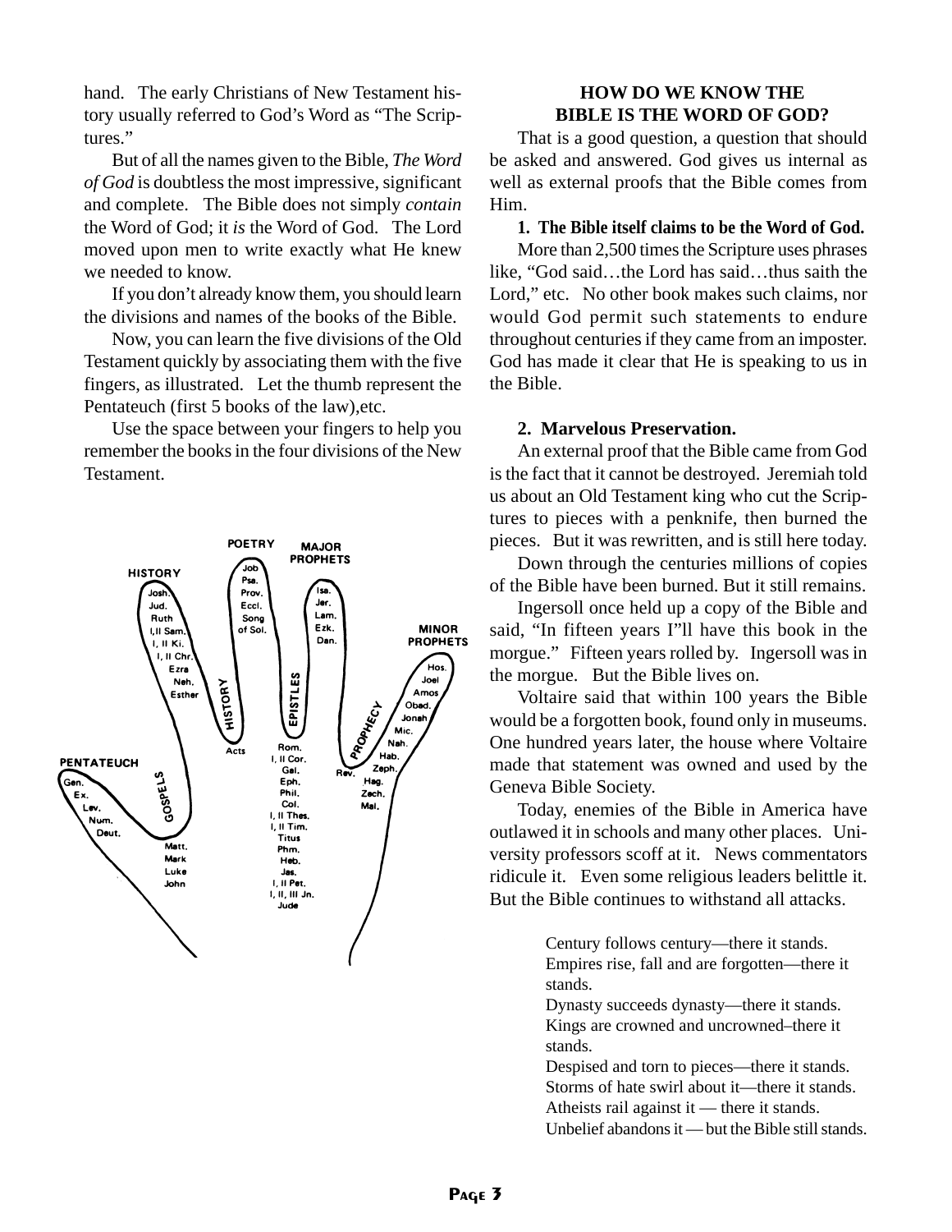hand. The early Christians of New Testament history usually referred to God's Word as "The Scriptures."

But of all the names given to the Bible, *The Word of God* is doubtless the most impressive, significant and complete. The Bible does not simply *contain* the Word of God; it *is* the Word of God. The Lord moved upon men to write exactly what He knew we needed to know.

If you don't already know them, you should learn the divisions and names of the books of the Bible.

Now, you can learn the five divisions of the Old Testament quickly by associating them with the five fingers, as illustrated. Let the thumb represent the Pentateuch (first 5 books of the law),etc.

Use the space between your fingers to help you remember the books in the four divisions of the New Testament.

**PENTATEUCH**: Gen. Ex. Lev. Num. Deut.

**HISTORY**: Josh. Jud. Ruth I, II Sam. I, II Ki. I, II Chr. Ezra Neh. Esther

**POETRY**: Job Psa. Prov. Eccl. Song of Sol.

**MAJOR PROPHETS**: Isa. Jer. Lam. Ezk. Dan.

**MINOR PROPHETS**: Hos. Joel Amos Obad. Jonah Mic. Nah. Hab. Zeph. Hag. Zech. Mal.

**GOSPELS**: Matt. Mark Luke John

**HISTORY**: Acts

**EPISTLES**: Rom. I, II Cor. Gal. Eph. Phil. Col. I, II Thes. I, II Tim. Titus Phm. Heb. Jas. I, II Pet. I, II, III Jn. Jude

**PROPHECY**: Rev.

## HOW DO WE KNOW THE BIBLE IS THE WORD OF GOD?

That is a good question, a question that should be asked and answered. God gives us internal as well as external proofs that the Bible comes from Him.

**1. The Bible itself claims to be the Word of God.**

More than 2,500 times the Scripture uses phrases like, "God said…the Lord has said…thus saith the Lord," etc. No other book makes such claims, nor would God permit such statements to endure throughout centuries if they came from an imposter. God has made it clear that He is speaking to us in the Bible.

**2. Marvelous Preservation.**

An external proof that the Bible came from God is the fact that it cannot be destroyed. Jeremiah told us about an Old Testament king who cut the Scriptures to pieces with a penknife, then burned the pieces. But it was rewritten, and is still here today.

Down through the centuries millions of copies of the Bible have been burned. But it still remains.

Ingersoll once held up a copy of the Bible and said, "In fifteen years I"ll have this book in the morgue." Fifteen years rolled by. Ingersoll was in the morgue. But the Bible lives on.

Voltaire said that within 100 years the Bible would be a forgotten book, found only in museums. One hundred years later, the house where Voltaire made that statement was owned and used by the Geneva Bible Society.

Today, enemies of the Bible in America have outlawed it in schools and many other places. University professors scoff at it. News commentators ridicule it. Even some religious leaders belittle it. But the Bible continues to withstand all attacks.

> Century follows century—there it stands.
> Empires rise, fall and are forgotten—there it stands.
> Dynasty succeeds dynasty—there it stands.
> Kings are crowned and uncrowned–there it stands.
> Despised and torn to pieces—there it stands.
> Storms of hate swirl about it—there it stands.
> Atheists rail against it — there it stands.
> Unbelief abandons it — but the Bible still stands.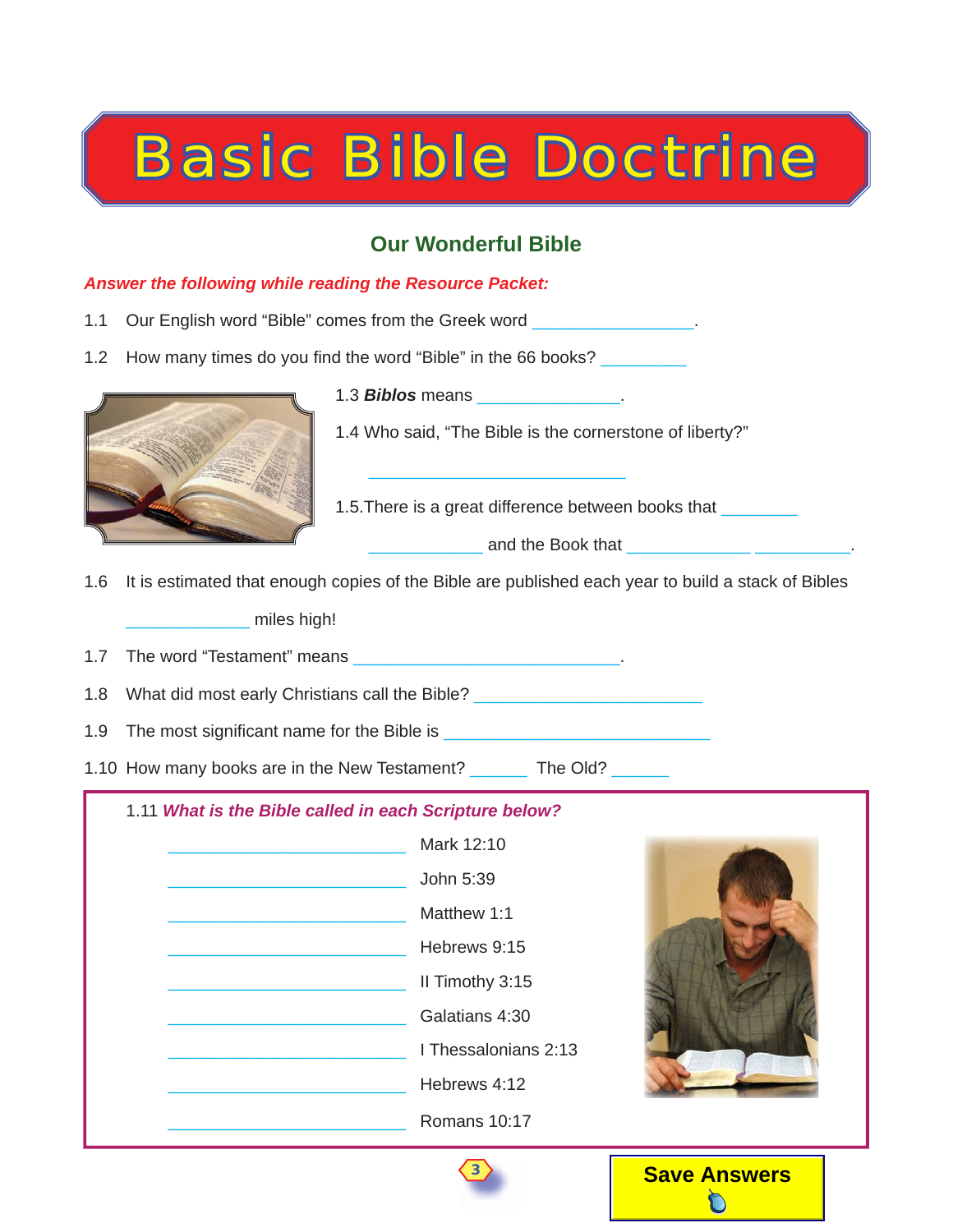# Basic Bible Doctrine

## Our Wonderful Bible

***Answer the following while reading the Resource Packet:***

1.1 Our English word "Bible" comes from the Greek word ________________.

1.2 How many times do you find the word "Bible" in the 66 books? _________

1.3 ***Biblos*** means ______________.

1.4 Who said, "The Bible is the cornerstone of liberty?"

__________________________

1.5. There is a great difference between books that ________ ___________ and the Book that ____________ __________.

1.6 It is estimated that enough copies of the Bible are published each year to build a stack of Bibles ____________ miles high!

1.7 The word "Testament" means _________________________.

1.8 What did most early Christians call the Bible? _______________________

1.9 The most significant name for the Bible is ___________________________

1.10 How many books are in the New Testament? ______ The Old? ______

1.11 ***What is the Bible called in each Scripture below?***

________________________ Mark 12:10

________________________ John 5:39

________________________ Matthew 1:1

________________________ Hebrews 9:15

________________________ II Timothy 3:15

________________________ Galatians 4:30

________________________ I Thessalonians 2:13

________________________ Hebrews 4:12

________________________ Romans 10:17

**Save Answers**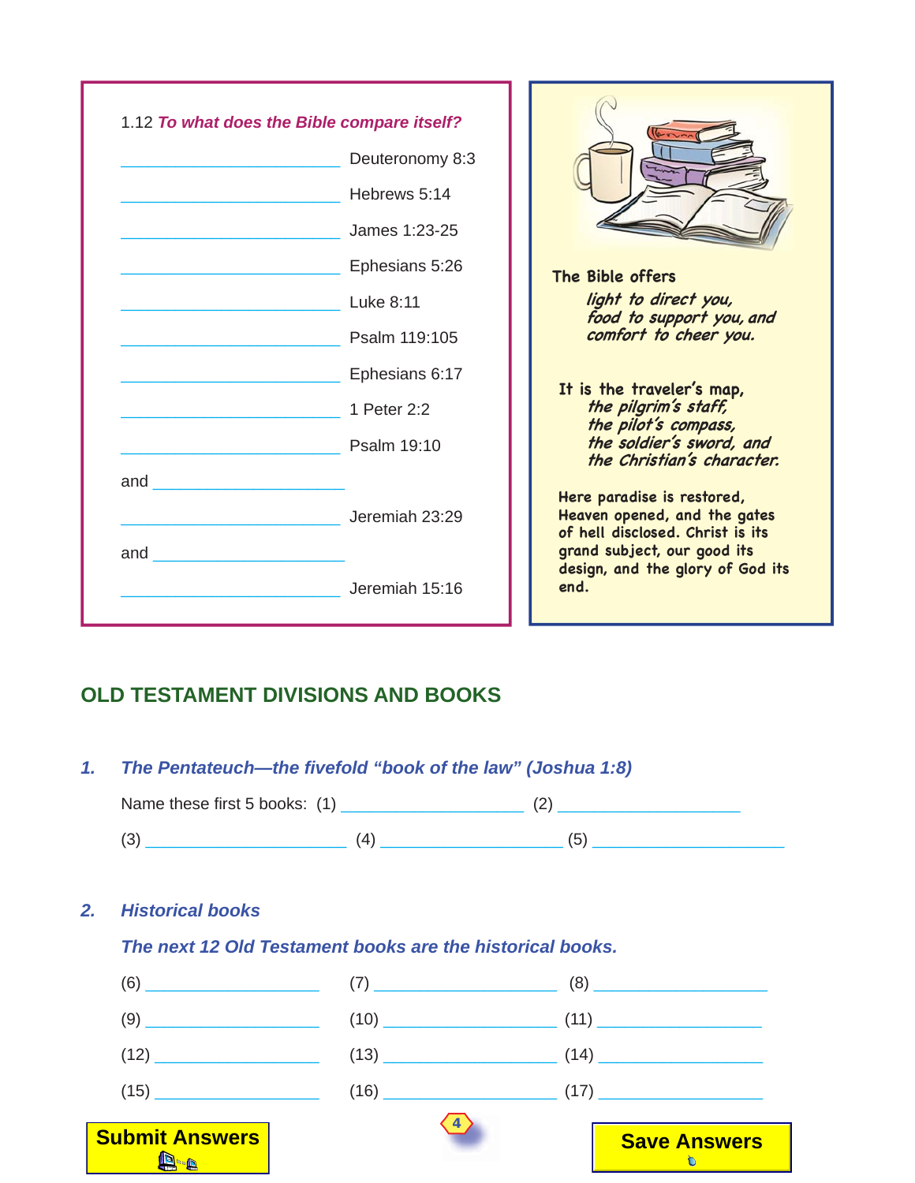1.12 ***To what does the Bible compare itself?***

________________________ Deuteronomy 8:3

________________________ Hebrews 5:14

________________________ James 1:23-25

________________________ Ephesians 5:26

________________________ Luke 8:11

________________________ Psalm 119:105

________________________ Ephesians 6:17

________________________ 1 Peter 2:2

________________________ Psalm 19:10

and ________________________

________________________ Jeremiah 23:29

and ________________________

________________________ Jeremiah 15:16

The Bible offers
*light to direct you,*
*food to support you, and*
*comfort to cheer you.*

It is the traveler's map,
*the pilgrim's staff,*
*the pilot's compass,*
*the soldier's sword, and*
*the Christian's character.*

Here paradise is restored, Heaven opened, and the gates of hell disclosed. Christ is its grand subject, our good its design, and the glory of God its end.

## OLD TESTAMENT DIVISIONS AND BOOKS

### *1. The Pentateuch—the fivefold "book of the law" (Joshua 1:8)*

Name these first 5 books: (1) ____________________ (2) ____________________

(3) ____________________ (4) ____________________ (5) ____________________

### *2. Historical books*

***The next 12 Old Testament books are the historical books.***

(6) ____________________ (7) ____________________ (8) ____________________

(9) ____________________ (10) ____________________ (11) ____________________

(12) ____________________ (13) ____________________ (14) ____________________

(15) ____________________ (16) ____________________ (17) ____________________

Submit Answers

Save Answers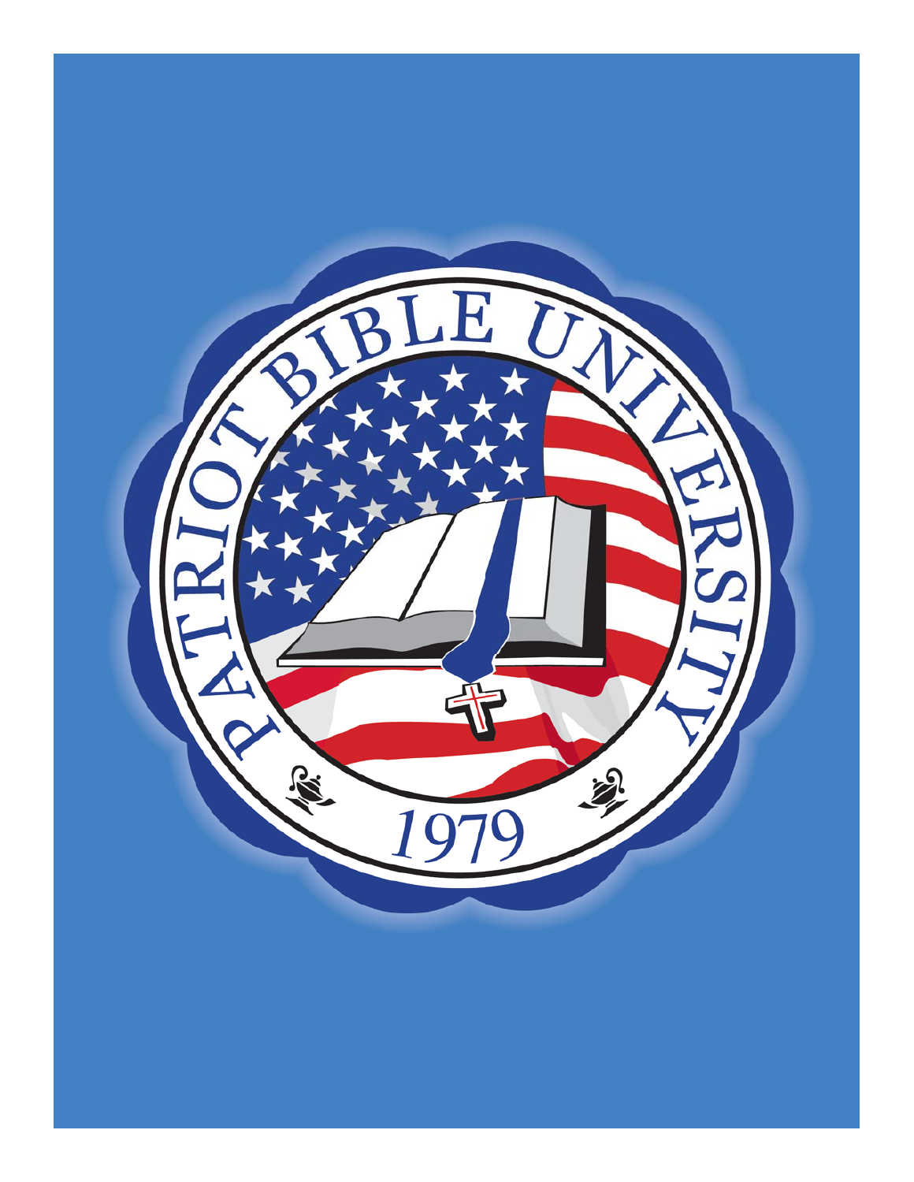PATRIOT BIBLE UNIVERSITY

1979